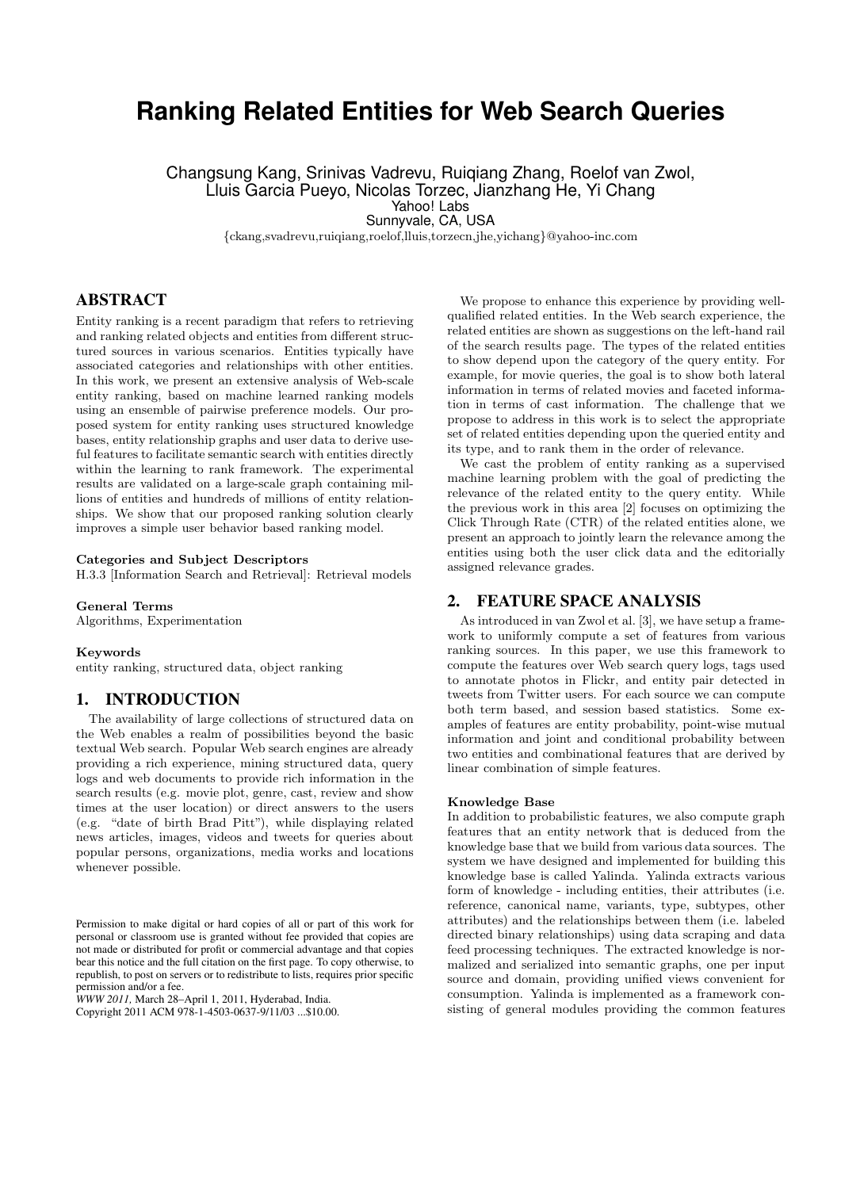# Ranking Related Entities for Web Search Queries

Changsung Kang, Srinivas Vadrevu, Ruiqiang Zhang, Roelof van Zwol,
Lluis Garcia Pueyo, Nicolas Torzec, Jianzhang He, Yi Chang
Yahoo! Labs
Sunnyvale, CA, USA
{ckang,svadrevu,ruiqiang,roelof,lluis,torzecn,jhe,yichang}@yahoo-inc.com

## ABSTRACT

Entity ranking is a recent paradigm that refers to retrieving and ranking related objects and entities from different structured sources in various scenarios. Entities typically have associated categories and relationships with other entities. In this work, we present an extensive analysis of Web-scale entity ranking, based on machine learned ranking models using an ensemble of pairwise preference models. Our proposed system for entity ranking uses structured knowledge bases, entity relationship graphs and user data to derive useful features to facilitate semantic search with entities directly within the learning to rank framework. The experimental results are validated on a large-scale graph containing millions of entities and hundreds of millions of entity relationships. We show that our proposed ranking solution clearly improves a simple user behavior based ranking model.

### Categories and Subject Descriptors

H.3.3 [Information Search and Retrieval]: Retrieval models

### General Terms

Algorithms, Experimentation

### Keywords

entity ranking, structured data, object ranking

## 1. INTRODUCTION

The availability of large collections of structured data on the Web enables a realm of possibilities beyond the basic textual Web search. Popular Web search engines are already providing a rich experience, mining structured data, query logs and web documents to provide rich information in the search results (e.g. movie plot, genre, cast, review and show times at the user location) or direct answers to the users (e.g. "date of birth Brad Pitt"), while displaying related news articles, images, videos and tweets for queries about popular persons, organizations, media works and locations whenever possible.

Permission to make digital or hard copies of all or part of this work for personal or classroom use is granted without fee provided that copies are not made or distributed for profit or commercial advantage and that copies bear this notice and the full citation on the first page. To copy otherwise, to republish, to post on servers or to redistribute to lists, requires prior specific permission and/or a fee.
*WWW 2011,* March 28–April 1, 2011, Hyderabad, India.
Copyright 2011 ACM 978-1-4503-0637-9/11/03 ...$10.00.

We propose to enhance this experience by providing well-qualified related entities. In the Web search experience, the related entities are shown as suggestions on the left-hand rail of the search results page. The types of the related entities to show depend upon the category of the query entity. For example, for movie queries, the goal is to show both lateral information in terms of related movies and faceted information in terms of cast information. The challenge that we propose to address in this work is to select the appropriate set of related entities depending upon the queried entity and its type, and to rank them in the order of relevance.

We cast the problem of entity ranking as a supervised machine learning problem with the goal of predicting the relevance of the related entity to the query entity. While the previous work in this area [2] focuses on optimizing the Click Through Rate (CTR) of the related entities alone, we present an approach to jointly learn the relevance among the entities using both the user click data and the editorially assigned relevance grades.

## 2. FEATURE SPACE ANALYSIS

As introduced in van Zwol et al. [3], we have setup a framework to uniformly compute a set of features from various ranking sources. In this paper, we use this framework to compute the features over Web search query logs, tags used to annotate photos in Flickr, and entity pair detected in tweets from Twitter users. For each source we can compute both term based, and session based statistics. Some examples of features are entity probability, point-wise mutual information and joint and conditional probability between two entities and combinational features that are derived by linear combination of simple features.

### Knowledge Base

In addition to probabilistic features, we also compute graph features that an entity network that is deduced from the knowledge base that we build from various data sources. The system we have designed and implemented for building this knowledge base is called Yalinda. Yalinda extracts various form of knowledge - including entities, their attributes (i.e. reference, canonical name, variants, type, subtypes, other attributes) and the relationships between them (i.e. labeled directed binary relationships) using data scraping and data feed processing techniques. The extracted knowledge is normalized and serialized into semantic graphs, one per input source and domain, providing unified views convenient for consumption. Yalinda is implemented as a framework consisting of general modules providing the common features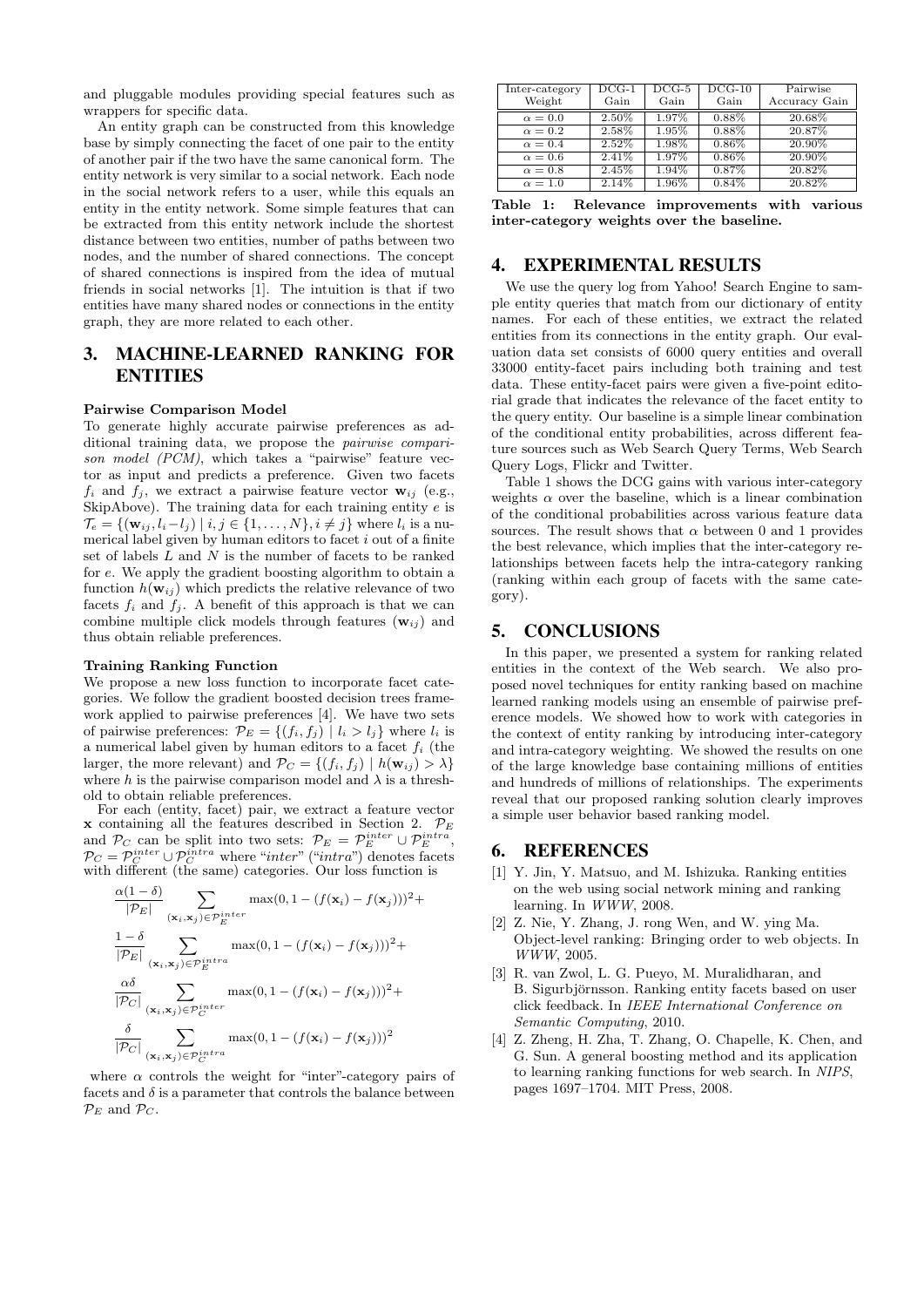and pluggable modules providing special features such as wrappers for specific data.

An entity graph can be constructed from this knowledge base by simply connecting the facet of one pair to the entity of another pair if the two have the same canonical form. The entity network is very similar to a social network. Each node in the social network refers to a user, while this equals an entity in the entity network. Some simple features that can be extracted from this entity network include the shortest distance between two entities, number of paths between two nodes, and the number of shared connections. The concept of shared connections is inspired from the idea of mutual friends in social networks [1]. The intuition is that if two entities have many shared nodes or connections in the entity graph, they are more related to each other.

# 3. MACHINE-LEARNED RANKING FOR ENTITIES

**Pairwise Comparison Model**

To generate highly accurate pairwise preferences as additional training data, we propose the *pairwise comparison model (PCM)*, which takes a "pairwise" feature vector as input and predicts a preference. Given two facets $f_i$ and $f_j$, we extract a pairwise feature vector $\mathbf{w}_{ij}$ (e.g., SkipAbove). The training data for each training entity $e$ is $\mathcal{T}_e = \{(\mathbf{w}_{ij}, l_i - l_j) \mid i, j \in \{1, \ldots, N\}, i \neq j\}$ where $l_i$ is a numerical label given by human editors to facet $i$ out of a finite set of labels $L$ and $N$ is the number of facets to be ranked for $e$. We apply the gradient boosting algorithm to obtain a function $h(\mathbf{w}_{ij})$ which predicts the relative relevance of two facets $f_i$ and $f_j$. A benefit of this approach is that we can combine multiple click models through features ($\mathbf{w}_{ij}$) and thus obtain reliable preferences.

**Training Ranking Function**

We propose a new loss function to incorporate facet categories. We follow the gradient boosted decision trees framework applied to pairwise preferences [4]. We have two sets of pairwise preferences: $\mathcal{P}_E = \{(f_i, f_j) \mid l_i > l_j\}$ where $l_i$ is a numerical label given by human editors to a facet $f_i$ (the larger, the more relevant) and $\mathcal{P}_C = \{(f_i, f_j) \mid h(\mathbf{w}_{ij}) > \lambda\}$ where $h$ is the pairwise comparison model and $\lambda$ is a threshold to obtain reliable preferences.

For each (entity, facet) pair, we extract a feature vector $\mathbf{x}$ containing all the features described in Section 2. $\mathcal{P}_E$ and $\mathcal{P}_C$ can be split into two sets: $\mathcal{P}_E = \mathcal{P}_E^{inter} \cup \mathcal{P}_E^{intra}$, $\mathcal{P}_C = \mathcal{P}_C^{inter} \cup \mathcal{P}_C^{intra}$ where "*inter*" ("*intra*") denotes facets with different (the same) categories. Our loss function is

$$
\begin{aligned}
&\frac{\alpha(1-\delta)}{|\mathcal{P}_E|} \sum_{(\mathbf{x}_i,\mathbf{x}_j) \in \mathcal{P}_E^{inter}} \max(0, 1 - (f(\mathbf{x}_i) - f(\mathbf{x}_j)))^2 + \\
&\frac{1-\delta}{|\mathcal{P}_E|} \sum_{(\mathbf{x}_i,\mathbf{x}_j) \in \mathcal{P}_E^{intra}} \max(0, 1 - (f(\mathbf{x}_i) - f(\mathbf{x}_j)))^2 + \\
&\frac{\alpha\delta}{|\mathcal{P}_C|} \sum_{(\mathbf{x}_i,\mathbf{x}_j) \in \mathcal{P}_C^{inter}} \max(0, 1 - (f(\mathbf{x}_i) - f(\mathbf{x}_j)))^2 + \\
&\frac{\delta}{|\mathcal{P}_C|} \sum_{(\mathbf{x}_i,\mathbf{x}_j) \in \mathcal{P}_C^{intra}} \max(0, 1 - (f(\mathbf{x}_i) - f(\mathbf{x}_j)))^2
\end{aligned}
$$

where $\alpha$ controls the weight for "inter"-category pairs of facets and $\delta$ is a parameter that controls the balance between $\mathcal{P}_E$ and $\mathcal{P}_C$.

| Inter-category Weight | DCG-1 Gain | DCG-5 Gain | DCG-10 Gain | Pairwise Accuracy Gain |
|---|---|---|---|---|
| $\alpha = 0.0$ | 2.50% | 1.97% | 0.88% | 20.68% |
| $\alpha = 0.2$ | 2.58% | 1.95% | 0.88% | 20.87% |
| $\alpha = 0.4$ | 2.52% | 1.98% | 0.86% | 20.90% |
| $\alpha = 0.6$ | 2.41% | 1.97% | 0.86% | 20.90% |
| $\alpha = 0.8$ | 2.45% | 1.94% | 0.87% | 20.82% |
| $\alpha = 1.0$ | 2.14% | 1.96% | 0.84% | 20.82% |

**Table 1: Relevance improvements with various inter-category weights over the baseline.**

# 4. EXPERIMENTAL RESULTS

We use the query log from Yahoo! Search Engine to sample entity queries that match from our dictionary of entity names. For each of these entities, we extract the related entities from its connections in the entity graph. Our evaluation data set consists of 6000 query entities and overall 33000 entity-facet pairs including both training and test data. These entity-facet pairs were given a five-point editorial grade that indicates the relevance of the facet entity to the query entity. Our baseline is a simple linear combination of the conditional entity probabilities, across different feature sources such as Web Search Query Terms, Web Search Query Logs, Flickr and Twitter.

Table 1 shows the DCG gains with various inter-category weights $\alpha$ over the baseline, which is a linear combination of the conditional probabilities across various feature data sources. The result shows that $\alpha$ between 0 and 1 provides the best relevance, which implies that the inter-category relationships between facets help the intra-category ranking (ranking within each group of facets with the same category).

# 5. CONCLUSIONS

In this paper, we presented a system for ranking related entities in the context of the Web search. We also proposed novel techniques for entity ranking based on machine learned ranking models using an ensemble of pairwise preference models. We showed how to work with categories in the context of entity ranking by introducing inter-category and intra-category weighting. We showed the results on one of the large knowledge base containing millions of entities and hundreds of millions of relationships. The experiments reveal that our proposed ranking solution clearly improves a simple user behavior based ranking model.

# 6. REFERENCES

[1] Y. Jin, Y. Matsuo, and M. Ishizuka. Ranking entities on the web using social network mining and ranking learning. In *WWW*, 2008.

[2] Z. Nie, Y. Zhang, J. rong Wen, and W. ying Ma. Object-level ranking: Bringing order to web objects. In *WWW*, 2005.

[3] R. van Zwol, L. G. Pueyo, M. Muralidharan, and B. Sigurbjörnsson. Ranking entity facets based on user click feedback. In *IEEE International Conference on Semantic Computing*, 2010.

[4] Z. Zheng, H. Zha, T. Zhang, O. Chapelle, K. Chen, and G. Sun. A general boosting method and its application to learning ranking functions for web search. In *NIPS*, pages 1697–1704. MIT Press, 2008.